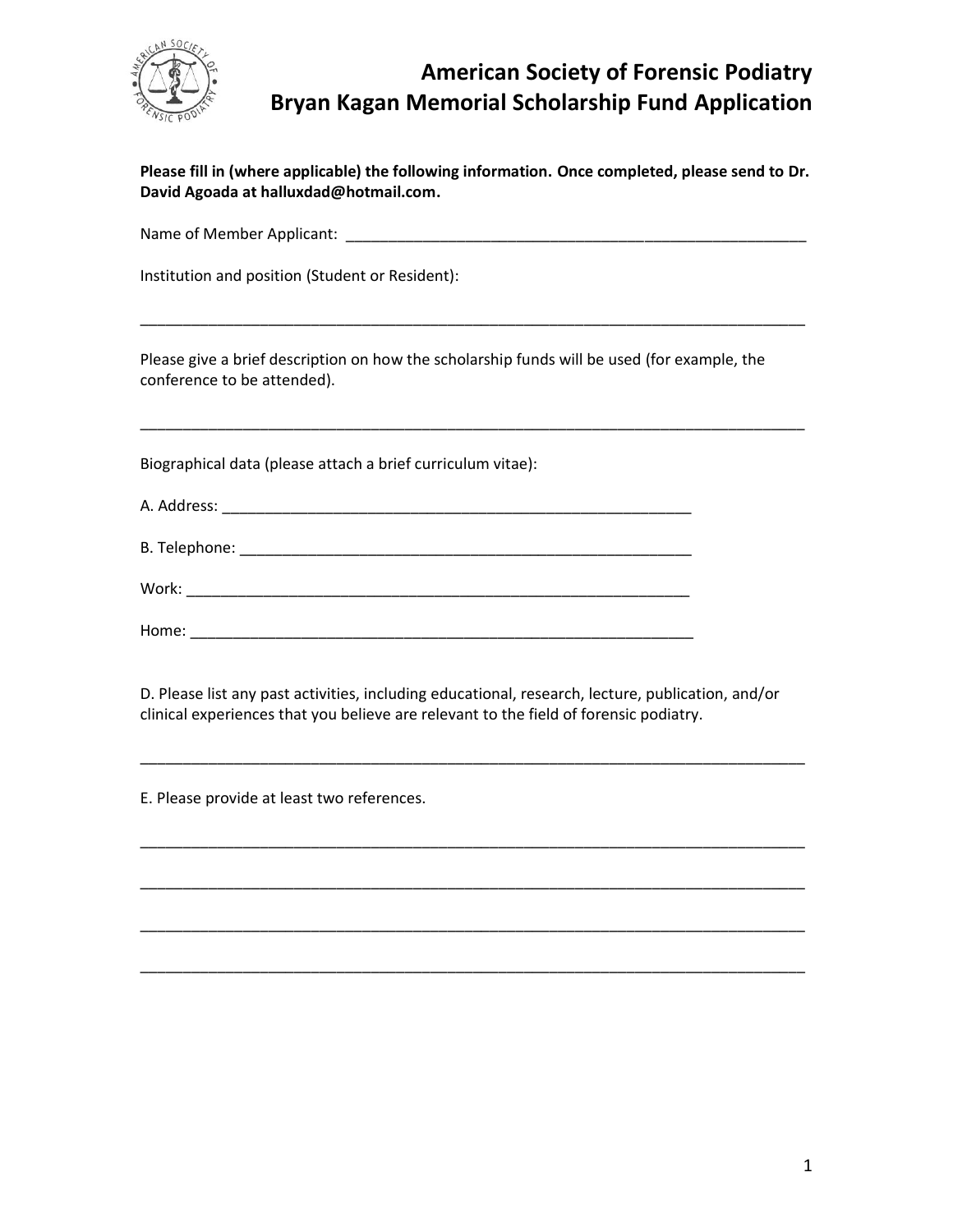# American Society of Forensic Podiatry
# Bryan Kagan Memorial Scholarship Fund Application

**Please fill in (where applicable) the following information. Once completed, please send to Dr. David Agoada at halluxdad@hotmail.com.**

Name of Member Applicant: ________________________________________________________

Institution and position (Student or Resident):

_________________________________________________________________________________

Please give a brief description on how the scholarship funds will be used (for example, the conference to be attended).

_________________________________________________________________________________

Biographical data (please attach a brief curriculum vitae):

A. Address: _________________________________________________________

B. Telephone: _______________________________________________________

Work: ____________________________________________________________

Home: ____________________________________________________________

D. Please list any past activities, including educational, research, lecture, publication, and/or clinical experiences that you believe are relevant to the field of forensic podiatry.

_________________________________________________________________________________

E. Please provide at least two references.

_________________________________________________________________________________

_________________________________________________________________________________

_________________________________________________________________________________

_________________________________________________________________________________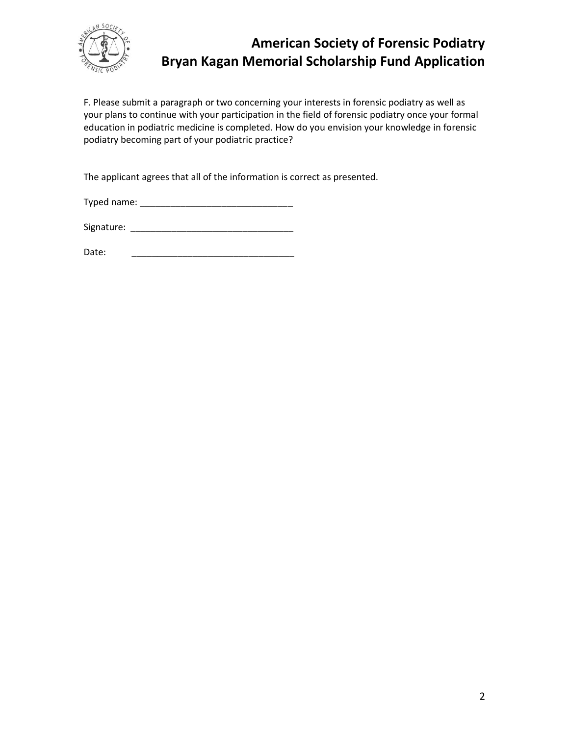# American Society of Forensic Podiatry
# Bryan Kagan Memorial Scholarship Fund Application

F. Please submit a paragraph or two concerning your interests in forensic podiatry as well as your plans to continue with your participation in the field of forensic podiatry once your formal education in podiatric medicine is completed. How do you envision your knowledge in forensic podiatry becoming part of your podiatric practice?

The applicant agrees that all of the information is correct as presented.

Typed name: ______________________________

Signature: ________________________________

Date: ________________________________